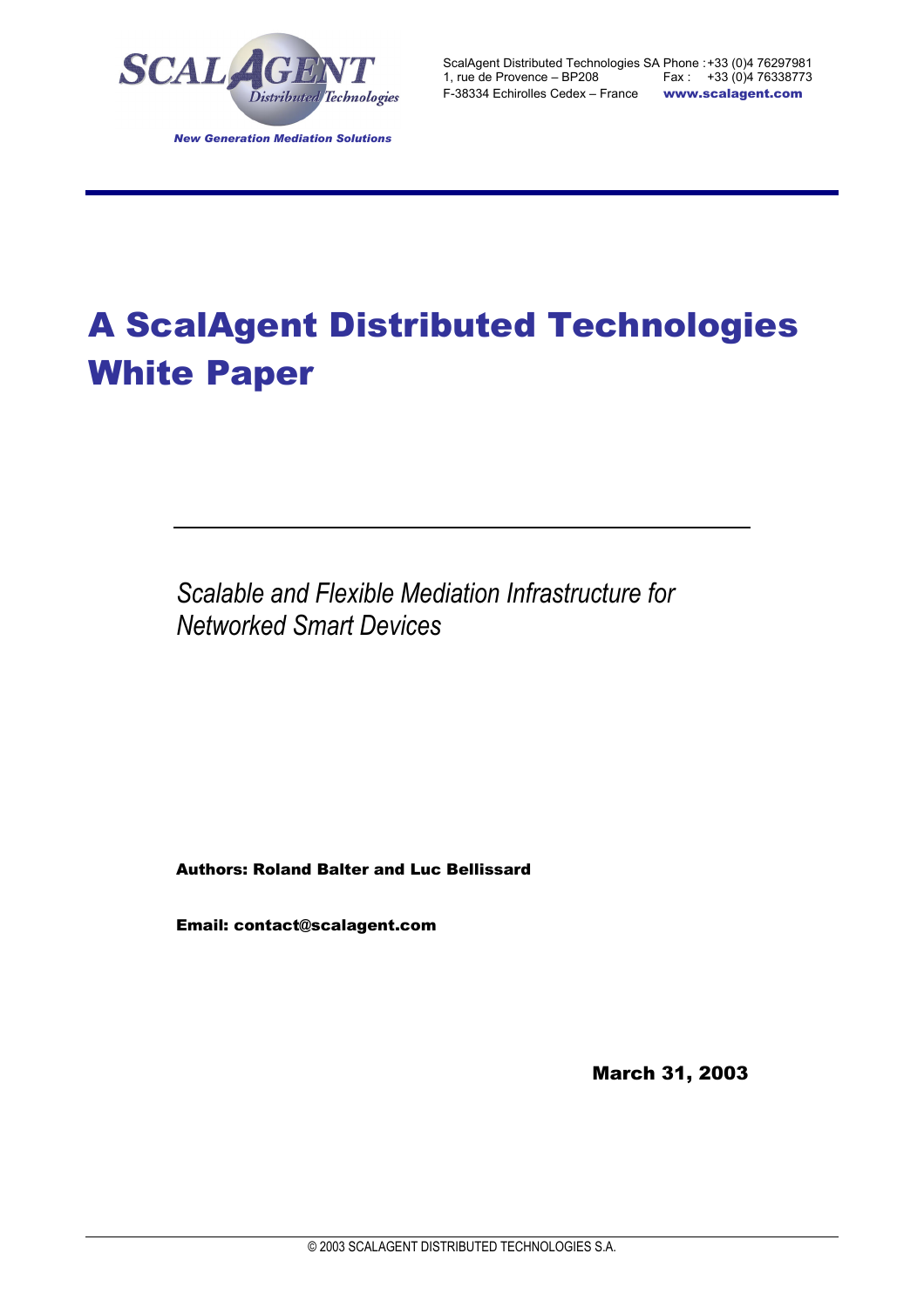SCALAGENT Distributed Technologies

*New Generation Mediation Solutions*

ScalAgent Distributed Technologies SA Phone : +33 (0)4 76297981
1, rue de Provence – BP208 Fax : +33 (0)4 76338773
F-38334 Echirolles Cedex – France **www.scalagent.com**

# A ScalAgent Distributed Technologies White Paper

*Scalable and Flexible Mediation Infrastructure for Networked Smart Devices*

**Authors: Roland Balter and Luc Bellissard**

**Email: contact@scalagent.com**

**March 31, 2003**

© 2003 SCALAGENT DISTRIBUTED TECHNOLOGIES S.A.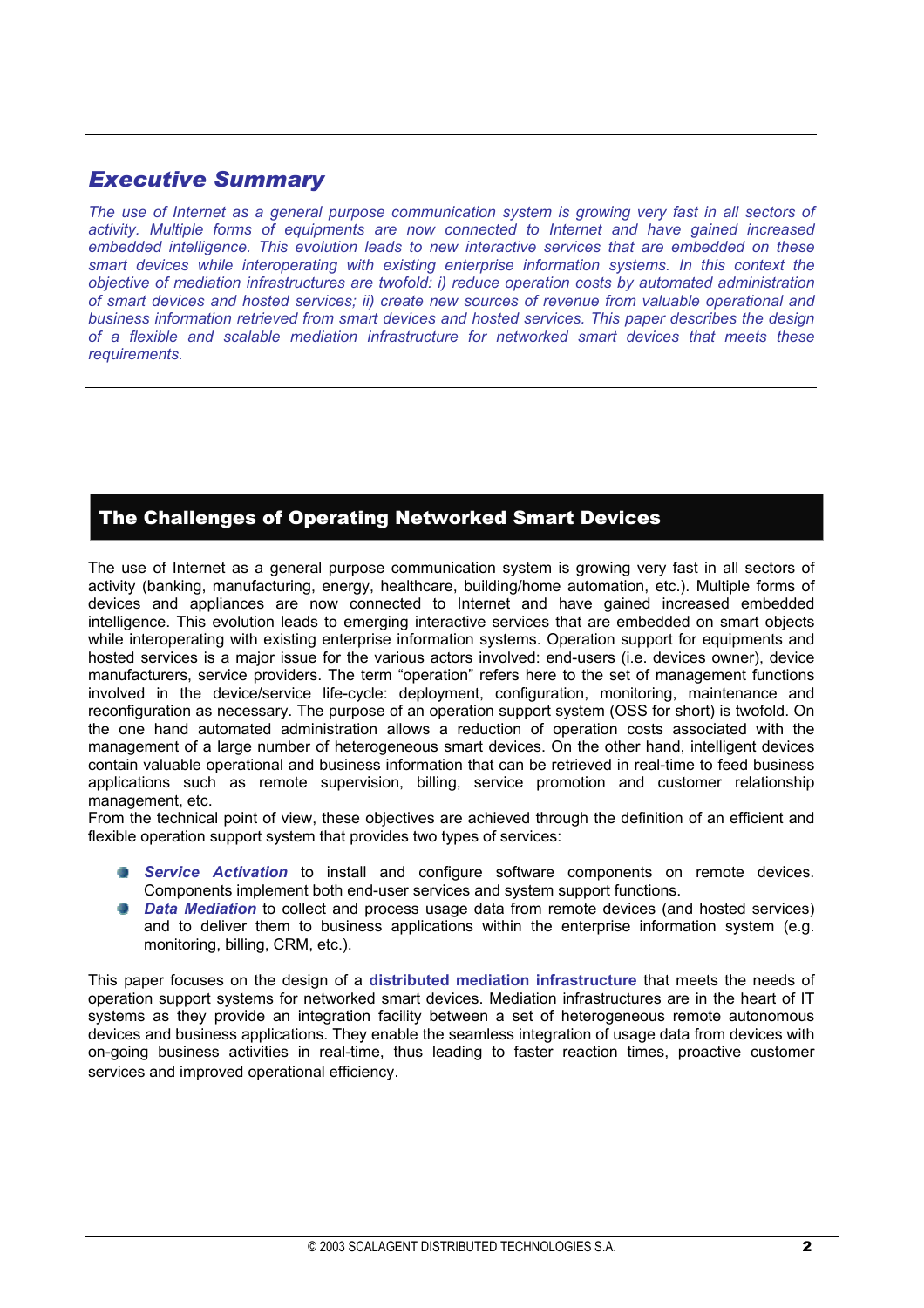## *Executive Summary*

*The use of Internet as a general purpose communication system is growing very fast in all sectors of activity. Multiple forms of equipments are now connected to Internet and have gained increased embedded intelligence. This evolution leads to new interactive services that are embedded on these smart devices while interoperating with existing enterprise information systems. In this context the objective of mediation infrastructures are twofold: i) reduce operation costs by automated administration of smart devices and hosted services; ii) create new sources of revenue from valuable operational and business information retrieved from smart devices and hosted services. This paper describes the design of a flexible and scalable mediation infrastructure for networked smart devices that meets these requirements.*

## The Challenges of Operating Networked Smart Devices

The use of Internet as a general purpose communication system is growing very fast in all sectors of activity (banking, manufacturing, energy, healthcare, building/home automation, etc.). Multiple forms of devices and appliances are now connected to Internet and have gained increased embedded intelligence. This evolution leads to emerging interactive services that are embedded on smart objects while interoperating with existing enterprise information systems. Operation support for equipments and hosted services is a major issue for the various actors involved: end-users (i.e. devices owner), device manufacturers, service providers. The term "operation" refers here to the set of management functions involved in the device/service life-cycle: deployment, configuration, monitoring, maintenance and reconfiguration as necessary. The purpose of an operation support system (OSS for short) is twofold. On the one hand automated administration allows a reduction of operation costs associated with the management of a large number of heterogeneous smart devices. On the other hand, intelligent devices contain valuable operational and business information that can be retrieved in real-time to feed business applications such as remote supervision, billing, service promotion and customer relationship management, etc.

From the technical point of view, these objectives are achieved through the definition of an efficient and flexible operation support system that provides two types of services:

- ***Service Activation*** to install and configure software components on remote devices. Components implement both end-user services and system support functions.
- ***Data Mediation*** to collect and process usage data from remote devices (and hosted services) and to deliver them to business applications within the enterprise information system (e.g. monitoring, billing, CRM, etc.).

This paper focuses on the design of a **distributed mediation infrastructure** that meets the needs of operation support systems for networked smart devices. Mediation infrastructures are in the heart of IT systems as they provide an integration facility between a set of heterogeneous remote autonomous devices and business applications. They enable the seamless integration of usage data from devices with on-going business activities in real-time, thus leading to faster reaction times, proactive customer services and improved operational efficiency.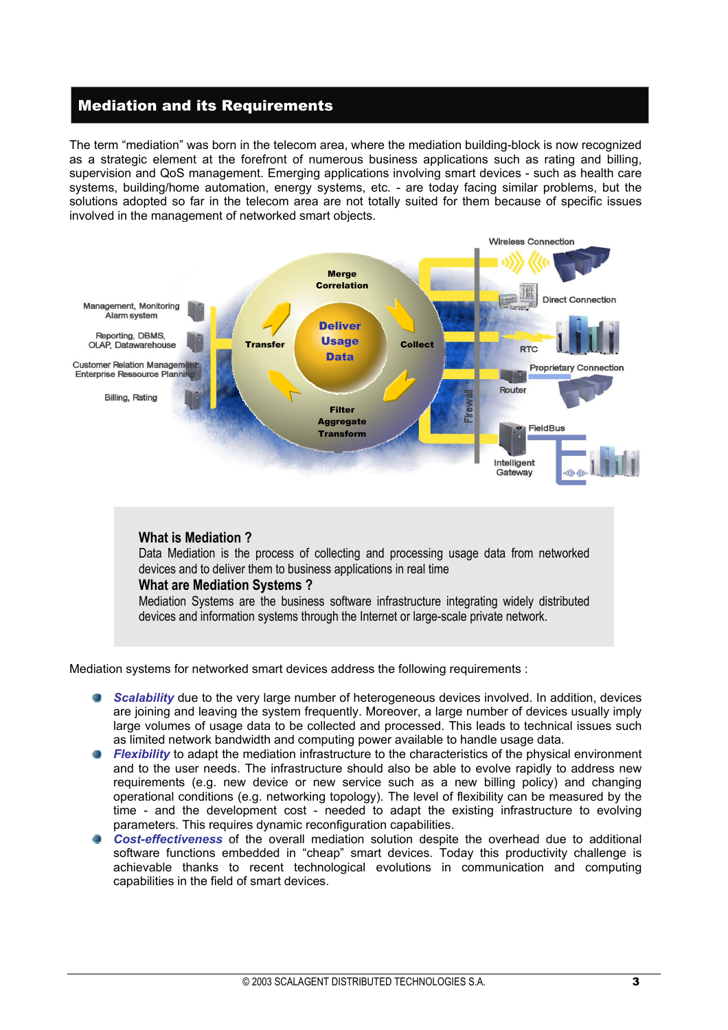## Mediation and its Requirements

The term "mediation" was born in the telecom area, where the mediation building-block is now recognized as a strategic element at the forefront of numerous business applications such as rating and billing, supervision and QoS management. Emerging applications involving smart devices - such as health care systems, building/home automation, energy systems, etc. - are today facing similar problems, but the solutions adopted so far in the telecom area are not totally suited for them because of specific issues involved in the management of networked smart objects.

**What is Mediation ?**

Data Mediation is the process of collecting and processing usage data from networked devices and to deliver them to business applications in real time

**What are Mediation Systems ?**

Mediation Systems are the business software infrastructure integrating widely distributed devices and information systems through the Internet or large-scale private network.

Mediation systems for networked smart devices address the following requirements :

- ***Scalability*** due to the very large number of heterogeneous devices involved. In addition, devices are joining and leaving the system frequently. Moreover, a large number of devices usually imply large volumes of usage data to be collected and processed. This leads to technical issues such as limited network bandwidth and computing power available to handle usage data.
- ***Flexibility*** to adapt the mediation infrastructure to the characteristics of the physical environment and to the user needs. The infrastructure should also be able to evolve rapidly to address new requirements (e.g. new device or new service such as a new billing policy) and changing operational conditions (e.g. networking topology). The level of flexibility can be measured by the time - and the development cost - needed to adapt the existing infrastructure to evolving parameters. This requires dynamic reconfiguration capabilities.
- ***Cost-effectiveness*** of the overall mediation solution despite the overhead due to additional software functions embedded in "cheap" smart devices. Today this productivity challenge is achievable thanks to recent technological evolutions in communication and computing capabilities in the field of smart devices.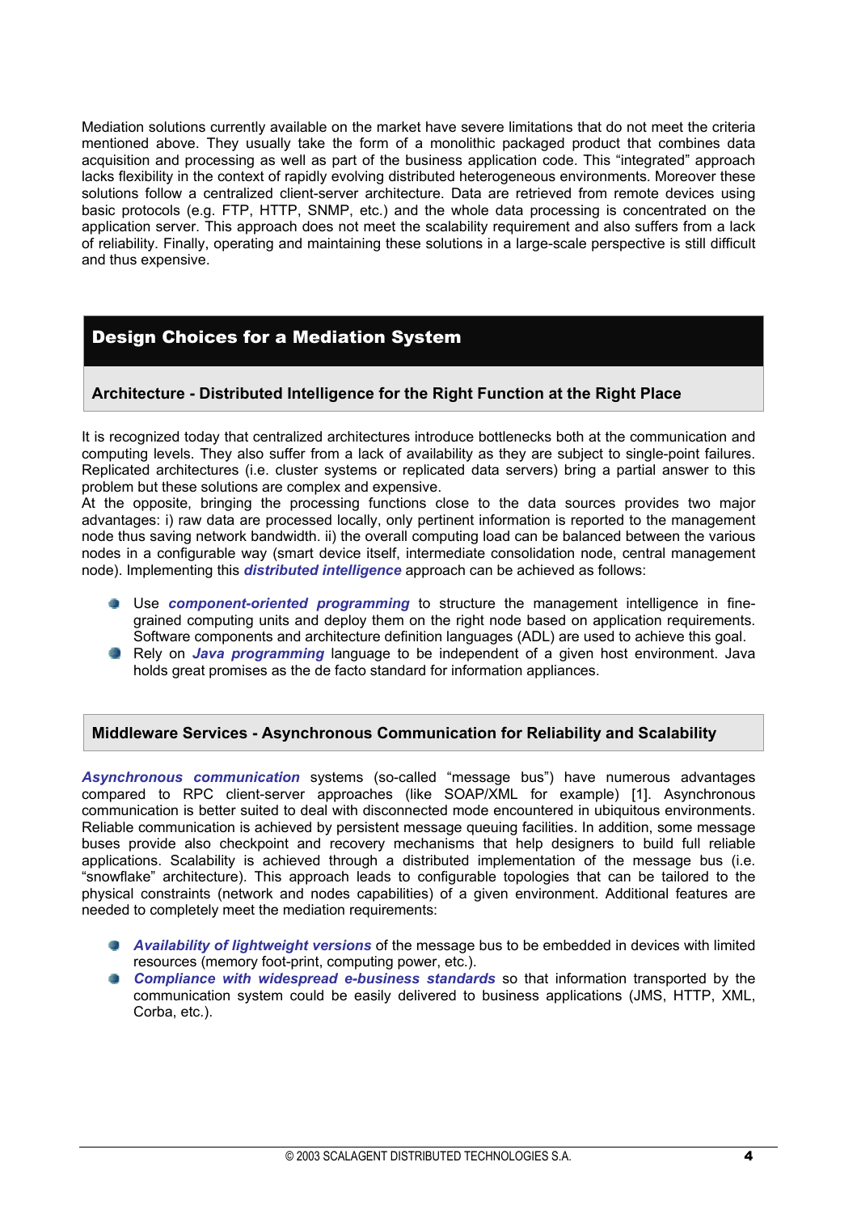Mediation solutions currently available on the market have severe limitations that do not meet the criteria mentioned above. They usually take the form of a monolithic packaged product that combines data acquisition and processing as well as part of the business application code. This "integrated" approach lacks flexibility in the context of rapidly evolving distributed heterogeneous environments. Moreover these solutions follow a centralized client-server architecture. Data are retrieved from remote devices using basic protocols (e.g. FTP, HTTP, SNMP, etc.) and the whole data processing is concentrated on the application server. This approach does not meet the scalability requirement and also suffers from a lack of reliability. Finally, operating and maintaining these solutions in a large-scale perspective is still difficult and thus expensive.

## Design Choices for a Mediation System

### Architecture - Distributed Intelligence for the Right Function at the Right Place

It is recognized today that centralized architectures introduce bottlenecks both at the communication and computing levels. They also suffer from a lack of availability as they are subject to single-point failures. Replicated architectures (i.e. cluster systems or replicated data servers) bring a partial answer to this problem but these solutions are complex and expensive.
At the opposite, bringing the processing functions close to the data sources provides two major advantages: i) raw data are processed locally, only pertinent information is reported to the management node thus saving network bandwidth. ii) the overall computing load can be balanced between the various nodes in a configurable way (smart device itself, intermediate consolidation node, central management node). Implementing this ***distributed intelligence*** approach can be achieved as follows:

- Use ***component-oriented programming*** to structure the management intelligence in fine-grained computing units and deploy them on the right node based on application requirements. Software components and architecture definition languages (ADL) are used to achieve this goal.
- Rely on ***Java programming*** language to be independent of a given host environment. Java holds great promises as the de facto standard for information appliances.

### Middleware Services - Asynchronous Communication for Reliability and Scalability

***Asynchronous communication*** systems (so-called "message bus") have numerous advantages compared to RPC client-server approaches (like SOAP/XML for example) [1]. Asynchronous communication is better suited to deal with disconnected mode encountered in ubiquitous environments. Reliable communication is achieved by persistent message queuing facilities. In addition, some message buses provide also checkpoint and recovery mechanisms that help designers to build full reliable applications. Scalability is achieved through a distributed implementation of the message bus (i.e. "snowflake" architecture). This approach leads to configurable topologies that can be tailored to the physical constraints (network and nodes capabilities) of a given environment. Additional features are needed to completely meet the mediation requirements:

- ***Availability of lightweight versions*** of the message bus to be embedded in devices with limited resources (memory foot-print, computing power, etc.).
- ***Compliance with widespread e-business standards*** so that information transported by the communication system could be easily delivered to business applications (JMS, HTTP, XML, Corba, etc.).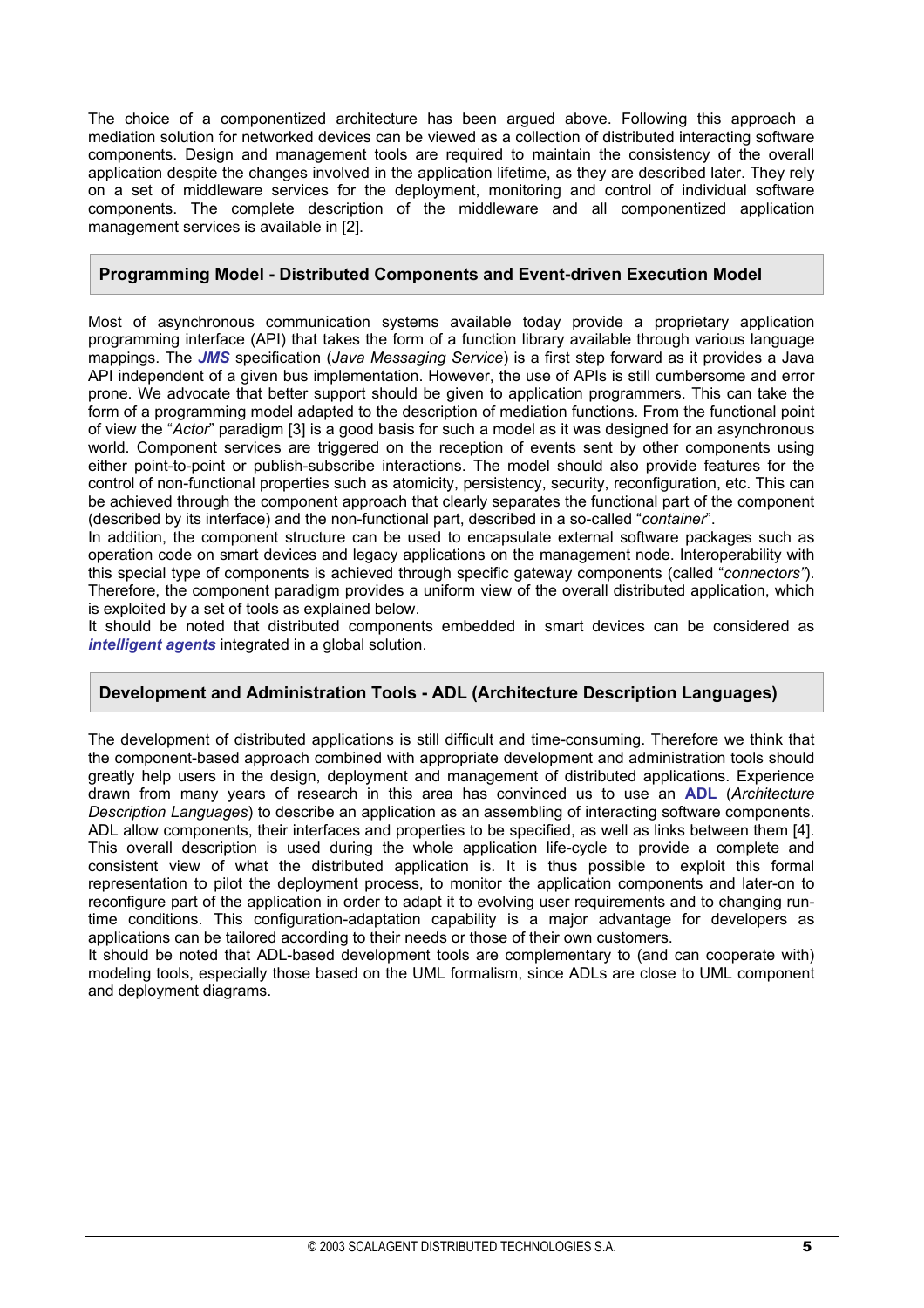The choice of a componentized architecture has been argued above. Following this approach a mediation solution for networked devices can be viewed as a collection of distributed interacting software components. Design and management tools are required to maintain the consistency of the overall application despite the changes involved in the application lifetime, as they are described later. They rely on a set of middleware services for the deployment, monitoring and control of individual software components. The complete description of the middleware and all componentized application management services is available in [2].

## Programming Model - Distributed Components and Event-driven Execution Model

Most of asynchronous communication systems available today provide a proprietary application programming interface (API) that takes the form of a function library available through various language mappings. The ***JMS*** specification (*Java Messaging Service*) is a first step forward as it provides a Java API independent of a given bus implementation. However, the use of APIs is still cumbersome and error prone. We advocate that better support should be given to application programmers. This can take the form of a programming model adapted to the description of mediation functions. From the functional point of view the "*Actor*" paradigm [3] is a good basis for such a model as it was designed for an asynchronous world. Component services are triggered on the reception of events sent by other components using either point-to-point or publish-subscribe interactions. The model should also provide features for the control of non-functional properties such as atomicity, persistency, security, reconfiguration, etc. This can be achieved through the component approach that clearly separates the functional part of the component (described by its interface) and the non-functional part, described in a so-called "*container*".

In addition, the component structure can be used to encapsulate external software packages such as operation code on smart devices and legacy applications on the management node. Interoperability with this special type of components is achieved through specific gateway components (called "*connectors*"). Therefore, the component paradigm provides a uniform view of the overall distributed application, which is exploited by a set of tools as explained below.

It should be noted that distributed components embedded in smart devices can be considered as ***intelligent agents*** integrated in a global solution.

## Development and Administration Tools - ADL (Architecture Description Languages)

The development of distributed applications is still difficult and time-consuming. Therefore we think that the component-based approach combined with appropriate development and administration tools should greatly help users in the design, deployment and management of distributed applications. Experience drawn from many years of research in this area has convinced us to use an **ADL** (*Architecture Description Languages*) to describe an application as an assembling of interacting software components. ADL allow components, their interfaces and properties to be specified, as well as links between them [4]. This overall description is used during the whole application life-cycle to provide a complete and consistent view of what the distributed application is. It is thus possible to exploit this formal representation to pilot the deployment process, to monitor the application components and later-on to reconfigure part of the application in order to adapt it to evolving user requirements and to changing run-time conditions. This configuration-adaptation capability is a major advantage for developers as applications can be tailored according to their needs or those of their own customers.

It should be noted that ADL-based development tools are complementary to (and can cooperate with) modeling tools, especially those based on the UML formalism, since ADLs are close to UML component and deployment diagrams.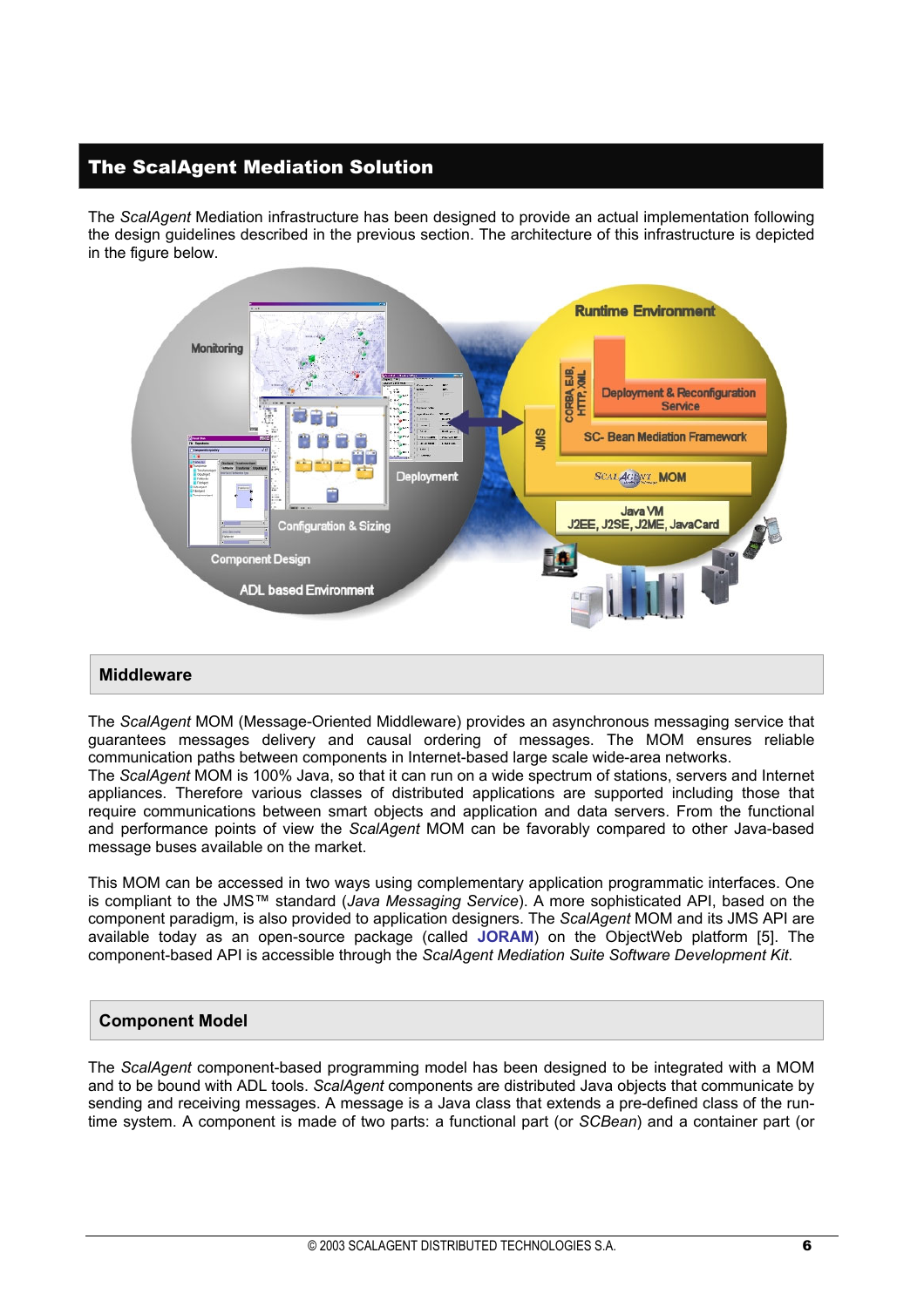# The ScalAgent Mediation Solution

The *ScalAgent* Mediation infrastructure has been designed to provide an actual implementation following the design guidelines described in the previous section. The architecture of this infrastructure is depicted in the figure below.

## Middleware

The *ScalAgent* MOM (Message-Oriented Middleware) provides an asynchronous messaging service that guarantees messages delivery and causal ordering of messages. The MOM ensures reliable communication paths between components in Internet-based large scale wide-area networks.
The *ScalAgent* MOM is 100% Java, so that it can run on a wide spectrum of stations, servers and Internet appliances. Therefore various classes of distributed applications are supported including those that require communications between smart objects and application and data servers. From the functional and performance points of view the *ScalAgent* MOM can be favorably compared to other Java-based message buses available on the market.

This MOM can be accessed in two ways using complementary application programmatic interfaces. One is compliant to the JMS™ standard (*Java Messaging Service*). A more sophisticated API, based on the component paradigm, is also provided to application designers. The *ScalAgent* MOM and its JMS API are available today as an open-source package (called **JORAM**) on the ObjectWeb platform [5]. The component-based API is accessible through the *ScalAgent Mediation Suite Software Development Kit*.

## Component Model

The *ScalAgent* component-based programming model has been designed to be integrated with a MOM and to be bound with ADL tools. *ScalAgent* components are distributed Java objects that communicate by sending and receiving messages. A message is a Java class that extends a pre-defined class of the run-time system. A component is made of two parts: a functional part (or *SCBean*) and a container part (or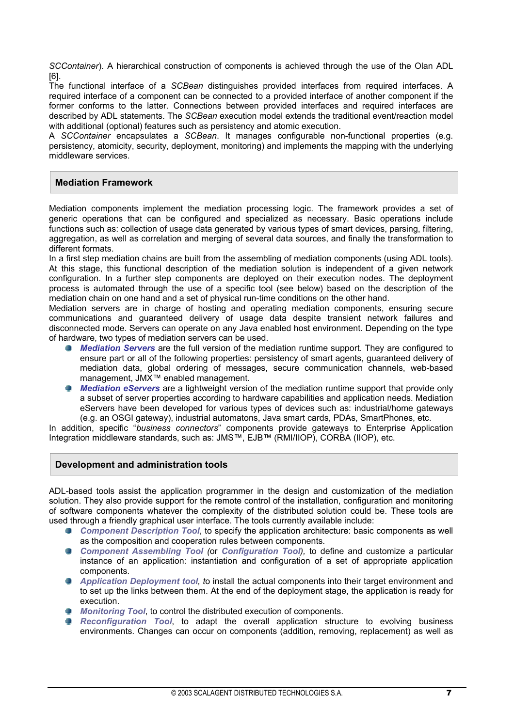*SCContainer*). A hierarchical construction of components is achieved through the use of the Olan ADL [6].

The functional interface of a *SCBean* distinguishes provided interfaces from required interfaces. A required interface of a component can be connected to a provided interface of another component if the former conforms to the latter. Connections between provided interfaces and required interfaces are described by ADL statements. The *SCBean* execution model extends the traditional event/reaction model with additional (optional) features such as persistency and atomic execution.

A *SCContainer* encapsulates a *SCBean*. It manages configurable non-functional properties (e.g. persistency, atomicity, security, deployment, monitoring) and implements the mapping with the underlying middleware services.

## Mediation Framework

Mediation components implement the mediation processing logic. The framework provides a set of generic operations that can be configured and specialized as necessary. Basic operations include functions such as: collection of usage data generated by various types of smart devices, parsing, filtering, aggregation, as well as correlation and merging of several data sources, and finally the transformation to different formats.

In a first step mediation chains are built from the assembling of mediation components (using ADL tools). At this stage, this functional description of the mediation solution is independent of a given network configuration. In a further step components are deployed on their execution nodes. The deployment process is automated through the use of a specific tool (see below) based on the description of the mediation chain on one hand and a set of physical run-time conditions on the other hand.

Mediation servers are in charge of hosting and operating mediation components, ensuring secure communications and guaranteed delivery of usage data despite transient network failures and disconnected mode. Servers can operate on any Java enabled host environment. Depending on the type of hardware, two types of mediation servers can be used.

- ***Mediation Servers*** are the full version of the mediation runtime support. They are configured to ensure part or all of the following properties: persistency of smart agents, guaranteed delivery of mediation data, global ordering of messages, secure communication channels, web-based management, JMX™ enabled management.
- ***Mediation eServers*** are a lightweight version of the mediation runtime support that provide only a subset of server properties according to hardware capabilities and application needs. Mediation eServers have been developed for various types of devices such as: industrial/home gateways (e.g. an OSGI gateway), industrial automatons, Java smart cards, PDAs, SmartPhones, etc.

In addition, specific "*business connectors*" components provide gateways to Enterprise Application Integration middleware standards, such as: JMS™, EJB™ (RMI/IIOP), CORBA (IIOP), etc.

## Development and administration tools

ADL-based tools assist the application programmer in the design and customization of the mediation solution. They also provide support for the remote control of the installation, configuration and monitoring of software components whatever the complexity of the distributed solution could be. These tools are used through a friendly graphical user interface. The tools currently available include:

- ***Component Description Tool***, to specify the application architecture: basic components as well as the composition and cooperation rules between components.
- ***Component Assembling Tool*** *(*or ***Configuration Tool****)*, to define and customize a particular instance of an application: instantiation and configuration of a set of appropriate application components.
- ***Application Deployment tool****, t*o install the actual components into their target environment and to set up the links between them. At the end of the deployment stage, the application is ready for execution.
- ***Monitoring Tool***, to control the distributed execution of components.
- ***Reconfiguration Tool***, to adapt the overall application structure to evolving business environments. Changes can occur on components (addition, removing, replacement) as well as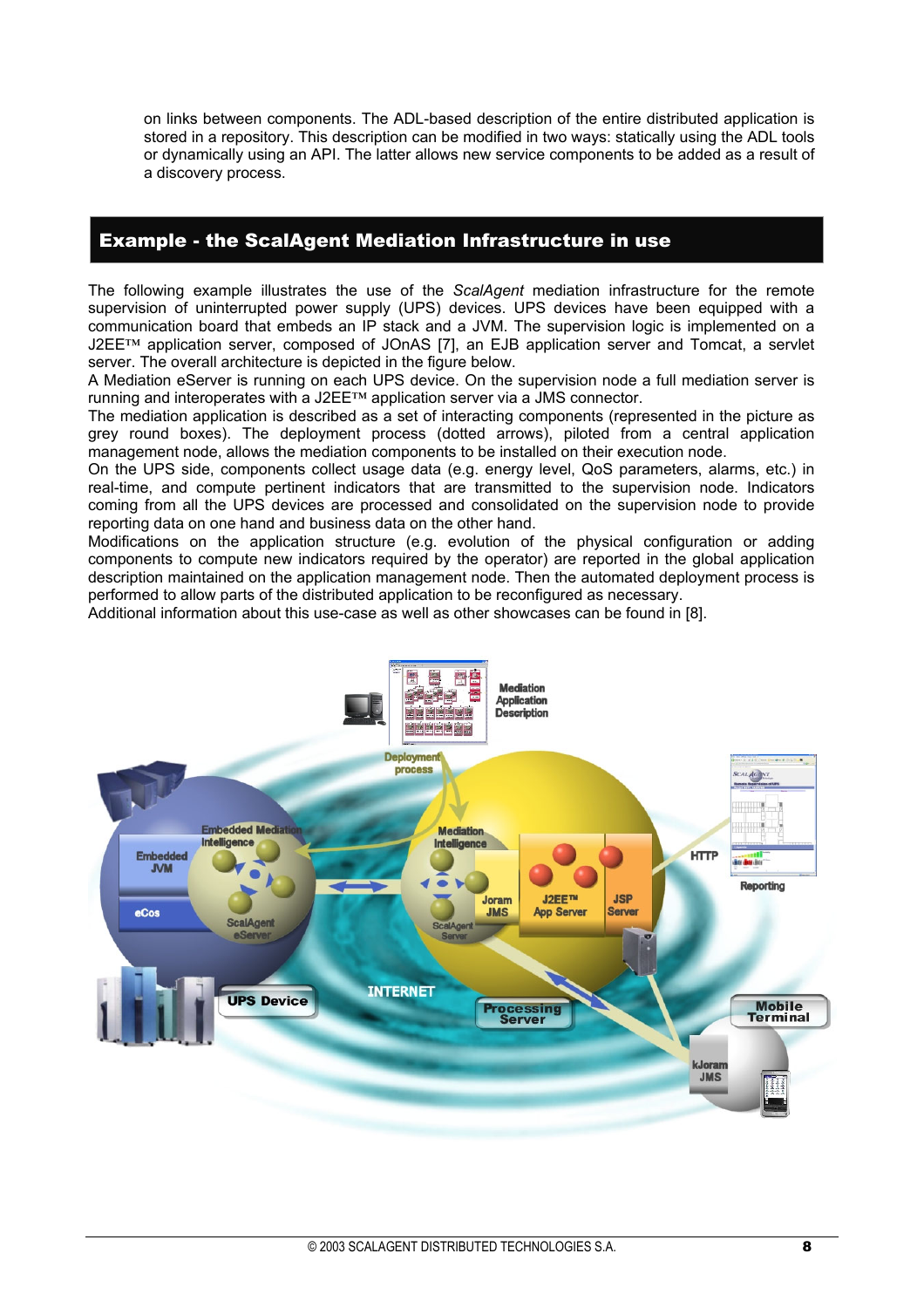on links between components. The ADL-based description of the entire distributed application is stored in a repository. This description can be modified in two ways: statically using the ADL tools or dynamically using an API. The latter allows new service components to be added as a result of a discovery process.

## Example - the ScalAgent Mediation Infrastructure in use

The following example illustrates the use of the *ScalAgent* mediation infrastructure for the remote supervision of uninterrupted power supply (UPS) devices. UPS devices have been equipped with a communication board that embeds an IP stack and a JVM. The supervision logic is implemented on a J2EE™ application server, composed of JOnAS [7], an EJB application server and Tomcat, a servlet server. The overall architecture is depicted in the figure below.

A Mediation eServer is running on each UPS device. On the supervision node a full mediation server is running and interoperates with a J2EE™ application server via a JMS connector.

The mediation application is described as a set of interacting components (represented in the picture as grey round boxes). The deployment process (dotted arrows), piloted from a central application management node, allows the mediation components to be installed on their execution node.

On the UPS side, components collect usage data (e.g. energy level, QoS parameters, alarms, etc.) in real-time, and compute pertinent indicators that are transmitted to the supervision node. Indicators coming from all the UPS devices are processed and consolidated on the supervision node to provide reporting data on one hand and business data on the other hand.

Modifications on the application structure (e.g. evolution of the physical configuration or adding components to compute new indicators required by the operator) are reported in the global application description maintained on the application management node. Then the automated deployment process is performed to allow parts of the distributed application to be reconfigured as necessary.

Additional information about this use-case as well as other showcases can be found in [8].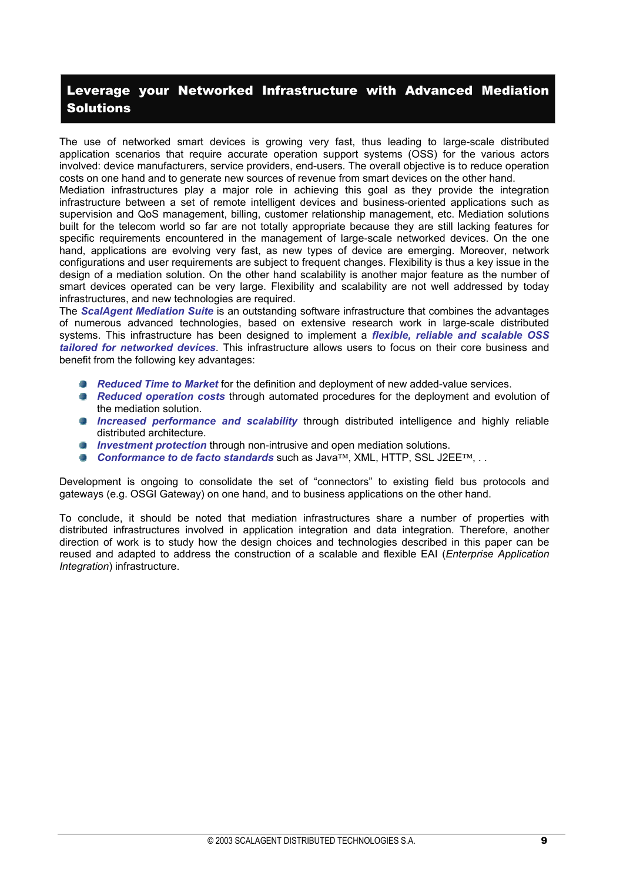## Leverage your Networked Infrastructure with Advanced Mediation Solutions

The use of networked smart devices is growing very fast, thus leading to large-scale distributed application scenarios that require accurate operation support systems (OSS) for the various actors involved: device manufacturers, service providers, end-users. The overall objective is to reduce operation costs on one hand and to generate new sources of revenue from smart devices on the other hand.
Mediation infrastructures play a major role in achieving this goal as they provide the integration infrastructure between a set of remote intelligent devices and business-oriented applications such as supervision and QoS management, billing, customer relationship management, etc. Mediation solutions built for the telecom world so far are not totally appropriate because they are still lacking features for specific requirements encountered in the management of large-scale networked devices. On the one hand, applications are evolving very fast, as new types of device are emerging. Moreover, network configurations and user requirements are subject to frequent changes. Flexibility is thus a key issue in the design of a mediation solution. On the other hand scalability is another major feature as the number of smart devices operated can be very large. Flexibility and scalability are not well addressed by today infrastructures, and new technologies are required.
The ***ScalAgent Mediation Suite*** is an outstanding software infrastructure that combines the advantages of numerous advanced technologies, based on extensive research work in large-scale distributed systems. This infrastructure has been designed to implement a ***flexible, reliable and scalable OSS tailored for networked devices***. This infrastructure allows users to focus on their core business and benefit from the following key advantages:

- ***Reduced Time to Market*** for the definition and deployment of new added-value services.
- ***Reduced operation costs*** through automated procedures for the deployment and evolution of the mediation solution.
- ***Increased performance and scalability*** through distributed intelligence and highly reliable distributed architecture.
- ***Investment protection*** through non-intrusive and open mediation solutions.
- ***Conformance to de facto standards*** such as Java™, XML, HTTP, SSL J2EE™, . .

Development is ongoing to consolidate the set of "connectors" to existing field bus protocols and gateways (e.g. OSGI Gateway) on one hand, and to business applications on the other hand.

To conclude, it should be noted that mediation infrastructures share a number of properties with distributed infrastructures involved in application integration and data integration. Therefore, another direction of work is to study how the design choices and technologies described in this paper can be reused and adapted to address the construction of a scalable and flexible EAI (*Enterprise Application Integration*) infrastructure.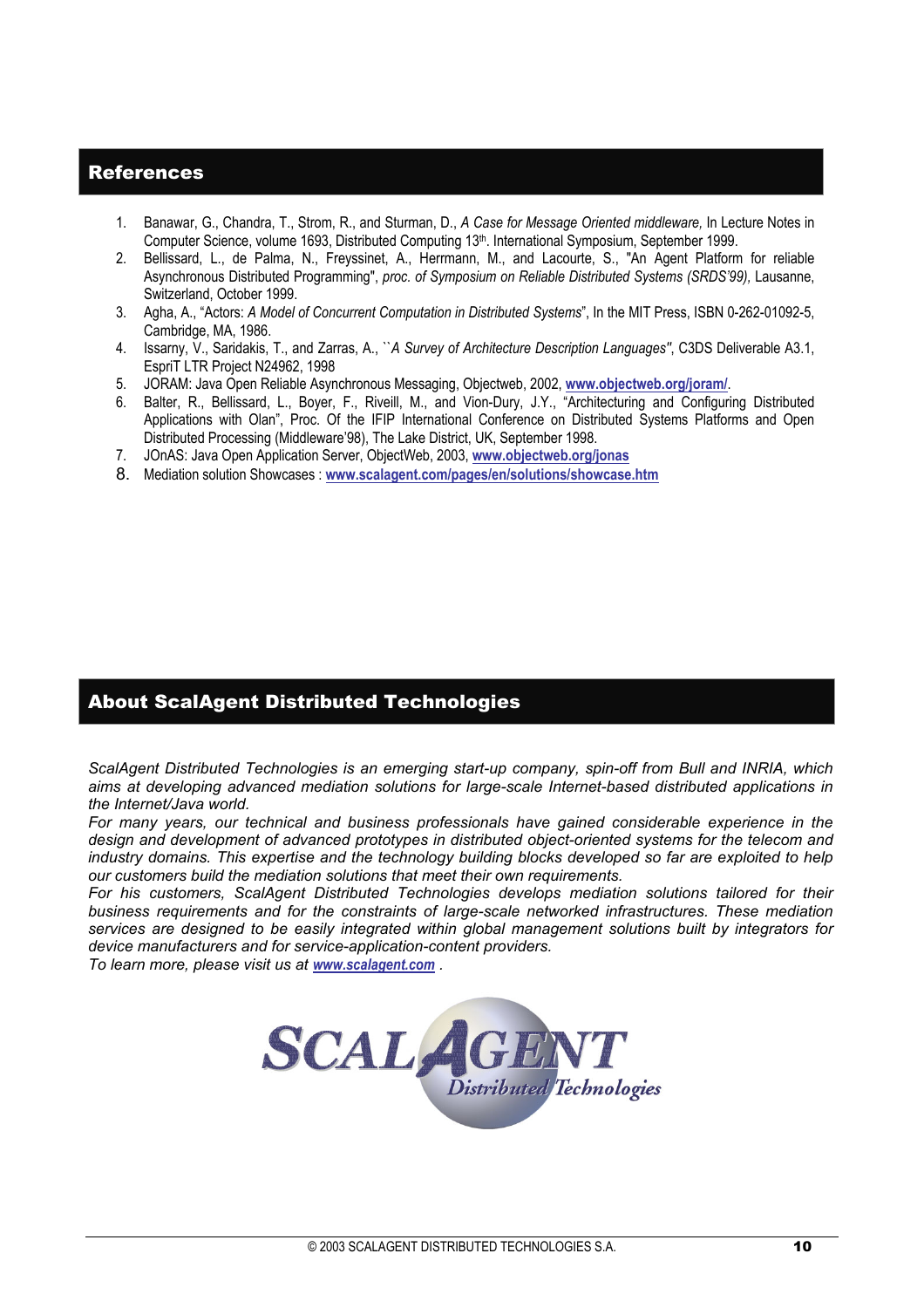## References

1. Banawar, G., Chandra, T., Strom, R., and Sturman, D., *A Case for Message Oriented middleware,* In Lecture Notes in Computer Science, volume 1693, Distributed Computing 13th. International Symposium, September 1999.
2. Bellissard, L., de Palma, N., Freyssinet, A., Herrmann, M., and Lacourte, S., "An Agent Platform for reliable Asynchronous Distributed Programming", *proc. of Symposium on Reliable Distributed Systems (SRDS'99)*, Lausanne, Switzerland, October 1999.
3. Agha, A., "Actors: *A Model of Concurrent Computation in Distributed Systems*", In the MIT Press, ISBN 0-262-01092-5, Cambridge, MA, 1986.
4. Issarny, V., Saridakis, T., and Zarras, A., ``*A Survey of Architecture Description Languages"*, C3DS Deliverable A3.1, EspriT LTR Project N24962, 1998
5. JORAM: Java Open Reliable Asynchronous Messaging, Objectweb, 2002, **www.objectweb.org/joram/**.
6. Balter, R., Bellissard, L., Boyer, F., Riveill, M., and Vion-Dury, J.Y., "Architecturing and Configuring Distributed Applications with Olan", Proc. Of the IFIP International Conference on Distributed Systems Platforms and Open Distributed Processing (Middleware'98), The Lake District, UK, September 1998.
7. JOnAS: Java Open Application Server, ObjectWeb, 2003, **www.objectweb.org/jonas**
8. Mediation solution Showcases : **www.scalagent.com/pages/en/solutions/showcase.htm**

## About ScalAgent Distributed Technologies

*ScalAgent Distributed Technologies is an emerging start-up company, spin-off from Bull and INRIA, which aims at developing advanced mediation solutions for large-scale Internet-based distributed applications in the Internet/Java world.*

*For many years, our technical and business professionals have gained considerable experience in the design and development of advanced prototypes in distributed object-oriented systems for the telecom and industry domains. This expertise and the technology building blocks developed so far are exploited to help our customers build the mediation solutions that meet their own requirements.*

*For his customers, ScalAgent Distributed Technologies develops mediation solutions tailored for their business requirements and for the constraints of large-scale networked infrastructures. These mediation services are designed to be easily integrated within global management solutions built by integrators for device manufacturers and for service-application-content providers.*

*To learn more, please visit us at* ***www.scalagent.com*** *.*

SCALAGENT Distributed Technologies

© 2003 SCALAGENT DISTRIBUTED TECHNOLOGIES S.A.